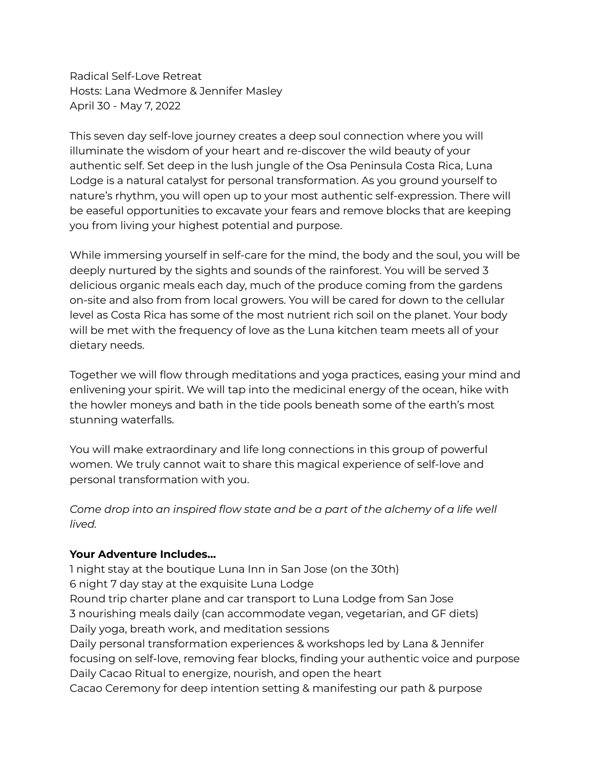Radical Self-Love Retreat
Hosts: Lana Wedmore & Jennifer Masley
April 30 - May 7, 2022

This seven day self-love journey creates a deep soul connection where you will illuminate the wisdom of your heart and re-discover the wild beauty of your authentic self. Set deep in the lush jungle of the Osa Peninsula Costa Rica, Luna Lodge is a natural catalyst for personal transformation. As you ground yourself to nature's rhythm, you will open up to your most authentic self-expression. There will be easeful opportunities to excavate your fears and remove blocks that are keeping you from living your highest potential and purpose.

While immersing yourself in self-care for the mind, the body and the soul, you will be deeply nurtured by the sights and sounds of the rainforest. You will be served 3 delicious organic meals each day, much of the produce coming from the gardens on-site and also from from local growers. You will be cared for down to the cellular level as Costa Rica has some of the most nutrient rich soil on the planet. Your body will be met with the frequency of love as the Luna kitchen team meets all of your dietary needs.

Together we will flow through meditations and yoga practices, easing your mind and enlivening your spirit. We will tap into the medicinal energy of the ocean, hike with the howler moneys and bath in the tide pools beneath some of the earth's most stunning waterfalls.

You will make extraordinary and life long connections in this group of powerful women. We truly cannot wait to share this magical experience of self-love and personal transformation with you.

*Come drop into an inspired flow state and be a part of the alchemy of a life well lived.*

**Your Adventure Includes...**

1 night stay at the boutique Luna Inn in San Jose (on the 30th)
6 night 7 day stay at the exquisite Luna Lodge
Round trip charter plane and car transport to Luna Lodge from San Jose
3 nourishing meals daily (can accommodate vegan, vegetarian, and GF diets)
Daily yoga, breath work, and meditation sessions
Daily personal transformation experiences & workshops led by Lana & Jennifer focusing on self-love, removing fear blocks, finding your authentic voice and purpose
Daily Cacao Ritual to energize, nourish, and open the heart
Cacao Ceremony for deep intention setting & manifesting our path & purpose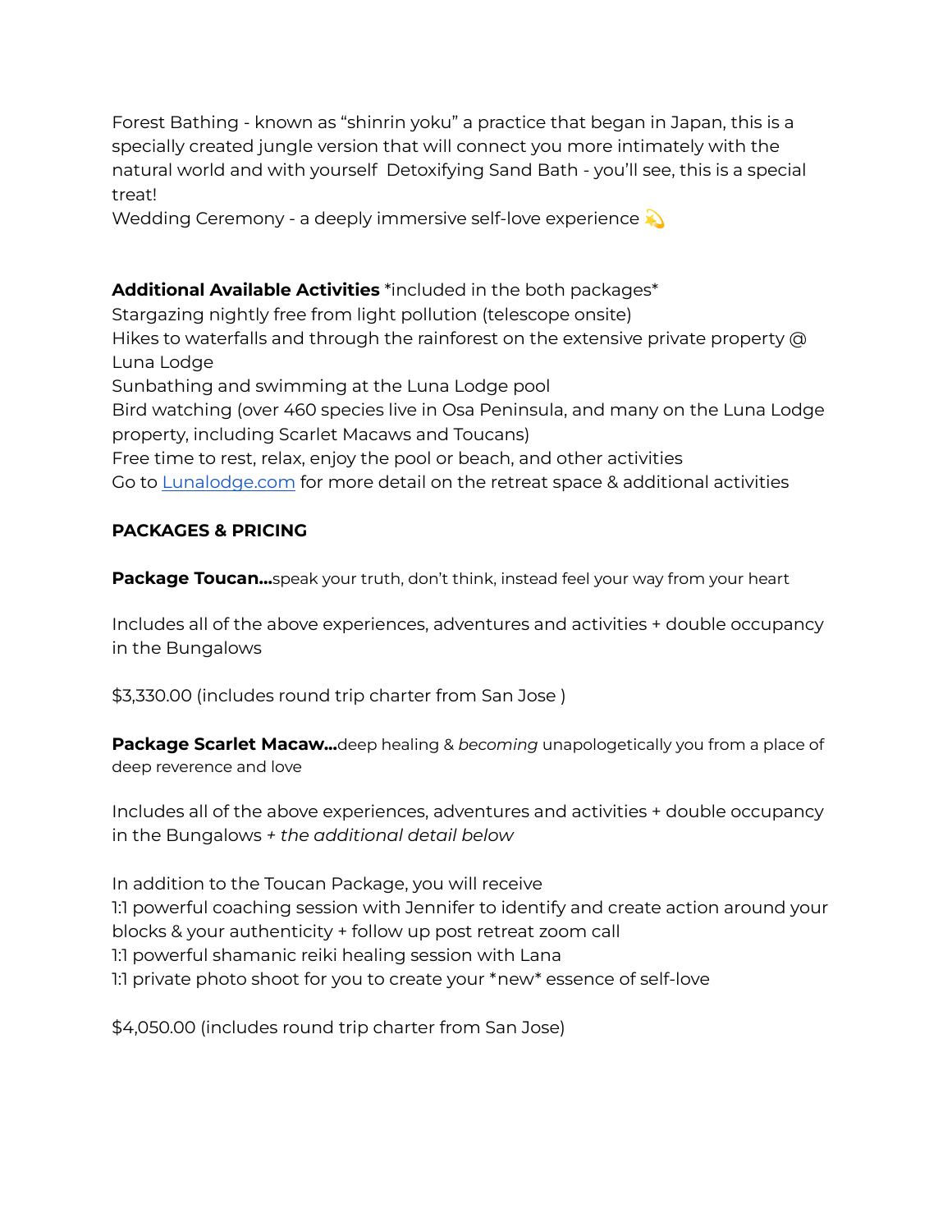Forest Bathing - known as “shinrin yoku” a practice that began in Japan, this is a specially created jungle version that will connect you more intimately with the natural world and with yourself  Detoxifying Sand Bath - you’ll see, this is a special treat!
Wedding Ceremony - a deeply immersive self-love experience 💫

**Additional Available Activities** *included in the both packages*
Stargazing nightly free from light pollution (telescope onsite)
Hikes to waterfalls and through the rainforest on the extensive private property @ Luna Lodge
Sunbathing and swimming at the Luna Lodge pool
Bird watching (over 460 species live in Osa Peninsula, and many on the Luna Lodge property, including Scarlet Macaws and Toucans)
Free time to rest, relax, enjoy the pool or beach, and other activities
Go to [Lunalodge.com](Lunalodge.com) for more detail on the retreat space & additional activities

**PACKAGES & PRICING**

**Package Toucan…**speak your truth, don’t think, instead feel your way from your heart

Includes all of the above experiences, adventures and activities + double occupancy in the Bungalows

$3,330.00 (includes round trip charter from San Jose )

**Package Scarlet Macaw…**deep healing & *becoming* unapologetically you from a place of deep reverence and love

Includes all of the above experiences, adventures and activities + double occupancy in the Bungalows *+ the additional detail below*

In addition to the Toucan Package, you will receive
1:1 powerful coaching session with Jennifer to identify and create action around your blocks & your authenticity + follow up post retreat zoom call
1:1 powerful shamanic reiki healing session with Lana
1:1 private photo shoot for you to create your *new* essence of self-love

$4,050.00 (includes round trip charter from San Jose)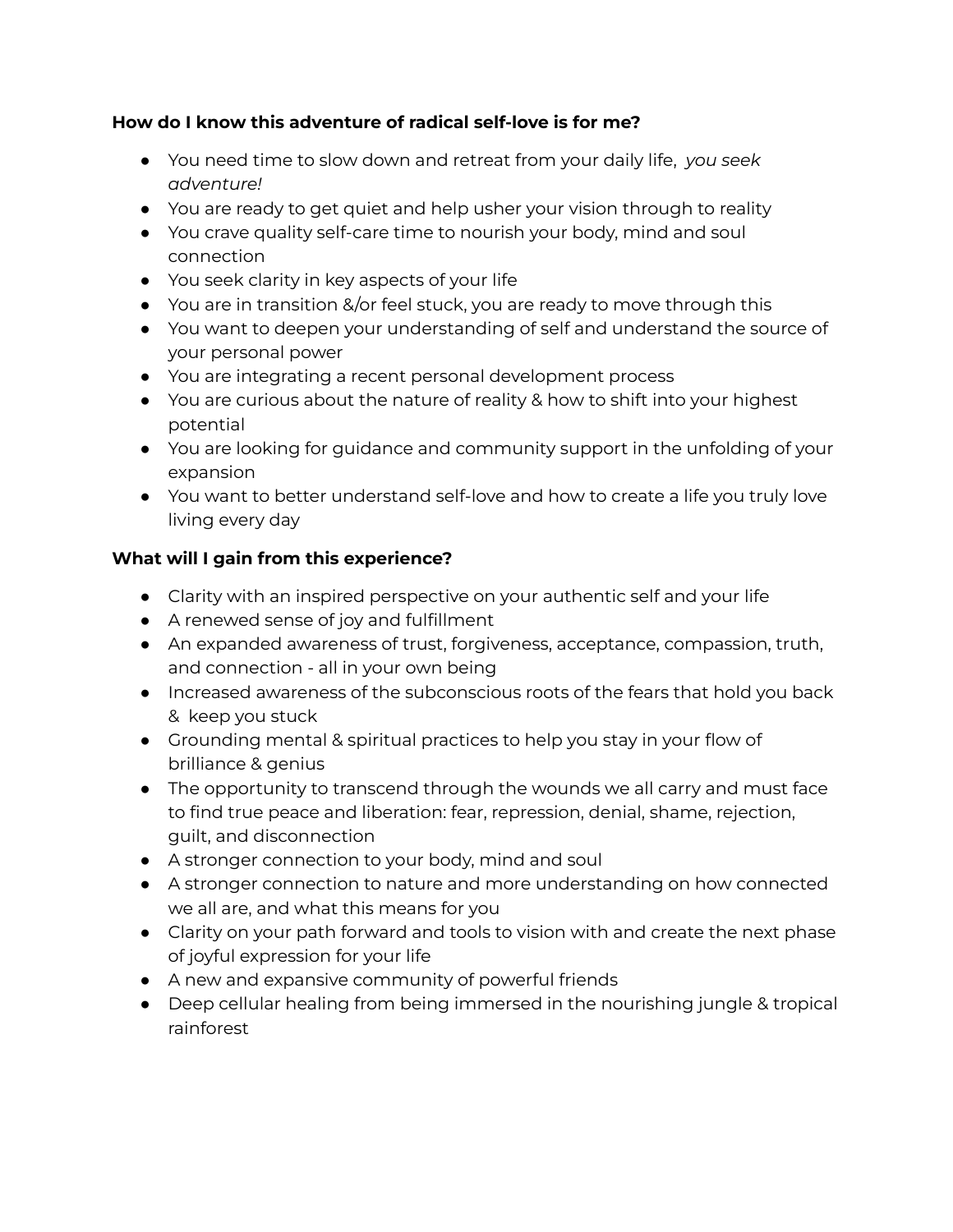**How do I know this adventure of radical self-love is for me?**

- You need time to slow down and retreat from your daily life, *you seek adventure!*
- You are ready to get quiet and help usher your vision through to reality
- You crave quality self-care time to nourish your body, mind and soul connection
- You seek clarity in key aspects of your life
- You are in transition &/or feel stuck, you are ready to move through this
- You want to deepen your understanding of self and understand the source of your personal power
- You are integrating a recent personal development process
- You are curious about the nature of reality & how to shift into your highest potential
- You are looking for guidance and community support in the unfolding of your expansion
- You want to better understand self-love and how to create a life you truly love living every day

**What will I gain from this experience?**

- Clarity with an inspired perspective on your authentic self and your life
- A renewed sense of joy and fulfillment
- An expanded awareness of trust, forgiveness, acceptance, compassion, truth, and connection - all in your own being
- Increased awareness of the subconscious roots of the fears that hold you back & keep you stuck
- Grounding mental & spiritual practices to help you stay in your flow of brilliance & genius
- The opportunity to transcend through the wounds we all carry and must face to find true peace and liberation: fear, repression, denial, shame, rejection, guilt, and disconnection
- A stronger connection to your body, mind and soul
- A stronger connection to nature and more understanding on how connected we all are, and what this means for you
- Clarity on your path forward and tools to vision with and create the next phase of joyful expression for your life
- A new and expansive community of powerful friends
- Deep cellular healing from being immersed in the nourishing jungle & tropical rainforest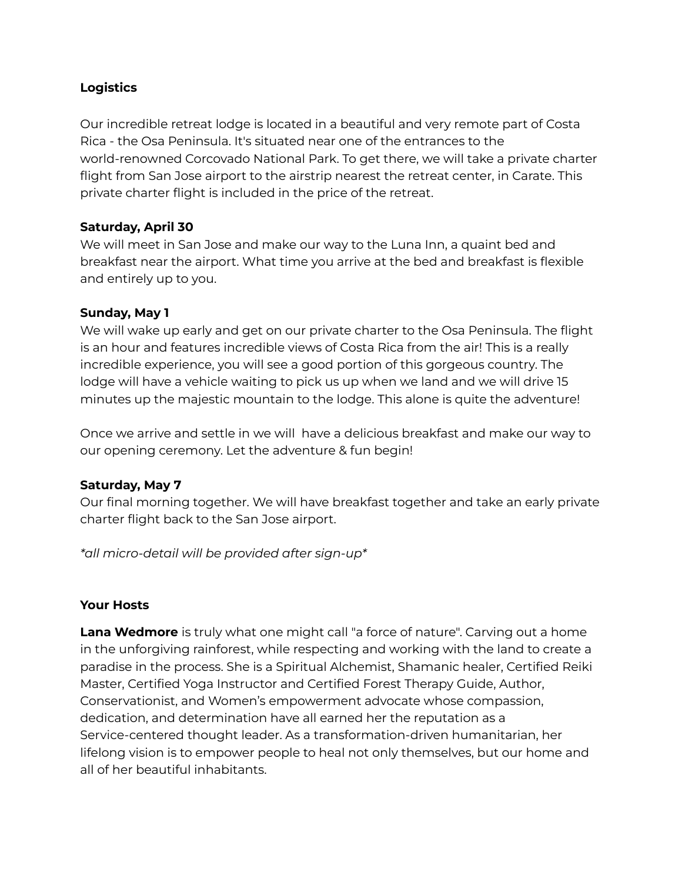**Logistics**

Our incredible retreat lodge is located in a beautiful and very remote part of Costa Rica - the Osa Peninsula. It's situated near one of the entrances to the world-renowned Corcovado National Park. To get there, we will take a private charter flight from San Jose airport to the airstrip nearest the retreat center, in Carate. This private charter flight is included in the price of the retreat.

**Saturday, April 30**
We will meet in San Jose and make our way to the Luna Inn, a quaint bed and breakfast near the airport. What time you arrive at the bed and breakfast is flexible and entirely up to you.

**Sunday, May 1**
We will wake up early and get on our private charter to the Osa Peninsula. The flight is an hour and features incredible views of Costa Rica from the air! This is a really incredible experience, you will see a good portion of this gorgeous country. The lodge will have a vehicle waiting to pick us up when we land and we will drive 15 minutes up the majestic mountain to the lodge. This alone is quite the adventure!

Once we arrive and settle in we will  have a delicious breakfast and make our way to our opening ceremony. Let the adventure & fun begin!

**Saturday, May 7**
Our final morning together. We will have breakfast together and take an early private charter flight back to the San Jose airport.

*\*all micro-detail will be provided after sign-up\**

**Your Hosts**

**Lana Wedmore** is truly what one might call "a force of nature". Carving out a home in the unforgiving rainforest, while respecting and working with the land to create a paradise in the process. She is a Spiritual Alchemist, Shamanic healer, Certified Reiki Master, Certified Yoga Instructor and Certified Forest Therapy Guide, Author, Conservationist, and Women's empowerment advocate whose compassion, dedication, and determination have all earned her the reputation as a Service-centered thought leader. As a transformation-driven humanitarian, her lifelong vision is to empower people to heal not only themselves, but our home and all of her beautiful inhabitants.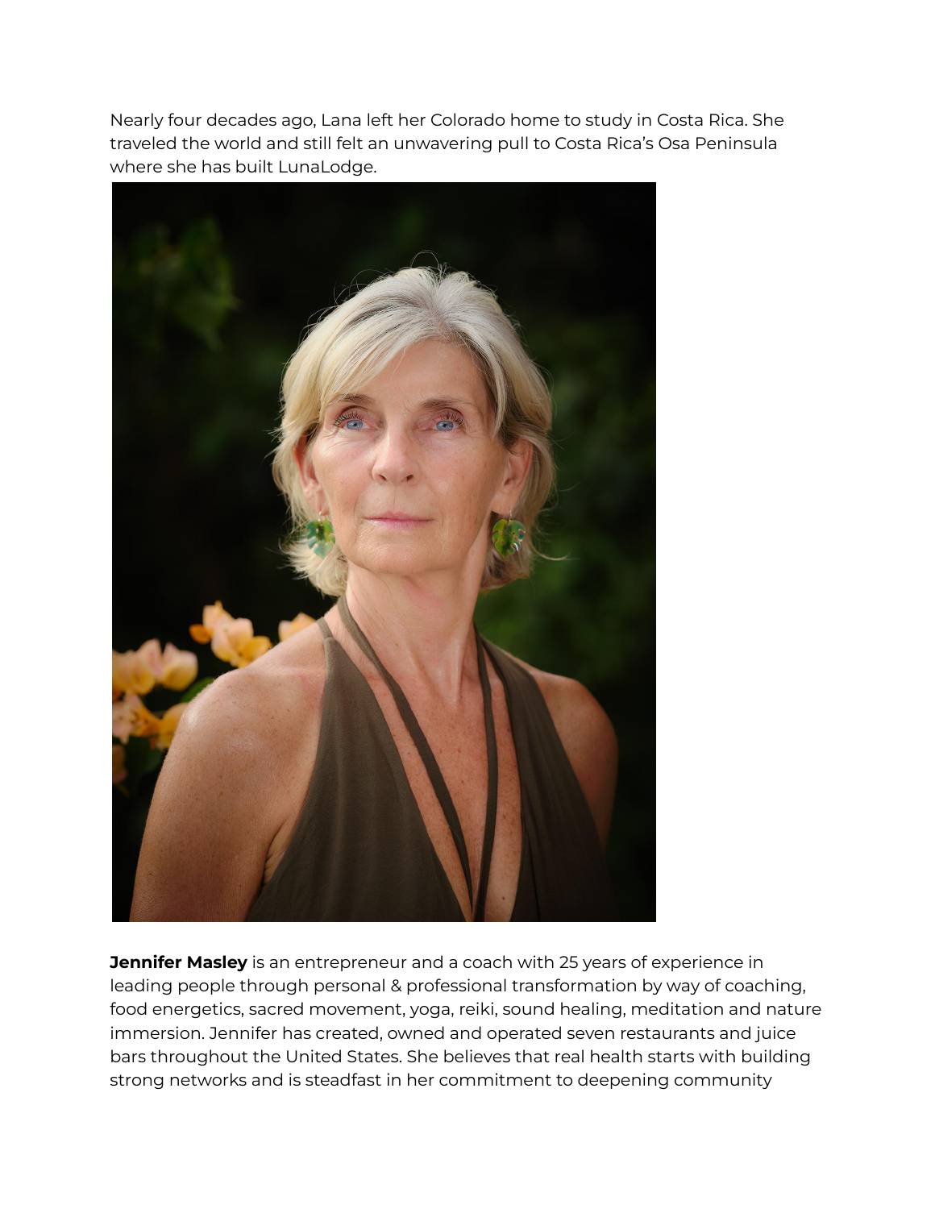Nearly four decades ago, Lana left her Colorado home to study in Costa Rica. She traveled the world and still felt an unwavering pull to Costa Rica's Osa Peninsula where she has built LunaLodge.

**Jennifer Masley** is an entrepreneur and a coach with 25 years of experience in leading people through personal & professional transformation by way of coaching, food energetics, sacred movement, yoga, reiki, sound healing, meditation and nature immersion. Jennifer has created, owned and operated seven restaurants and juice bars throughout the United States. She believes that real health starts with building strong networks and is steadfast in her commitment to deepening community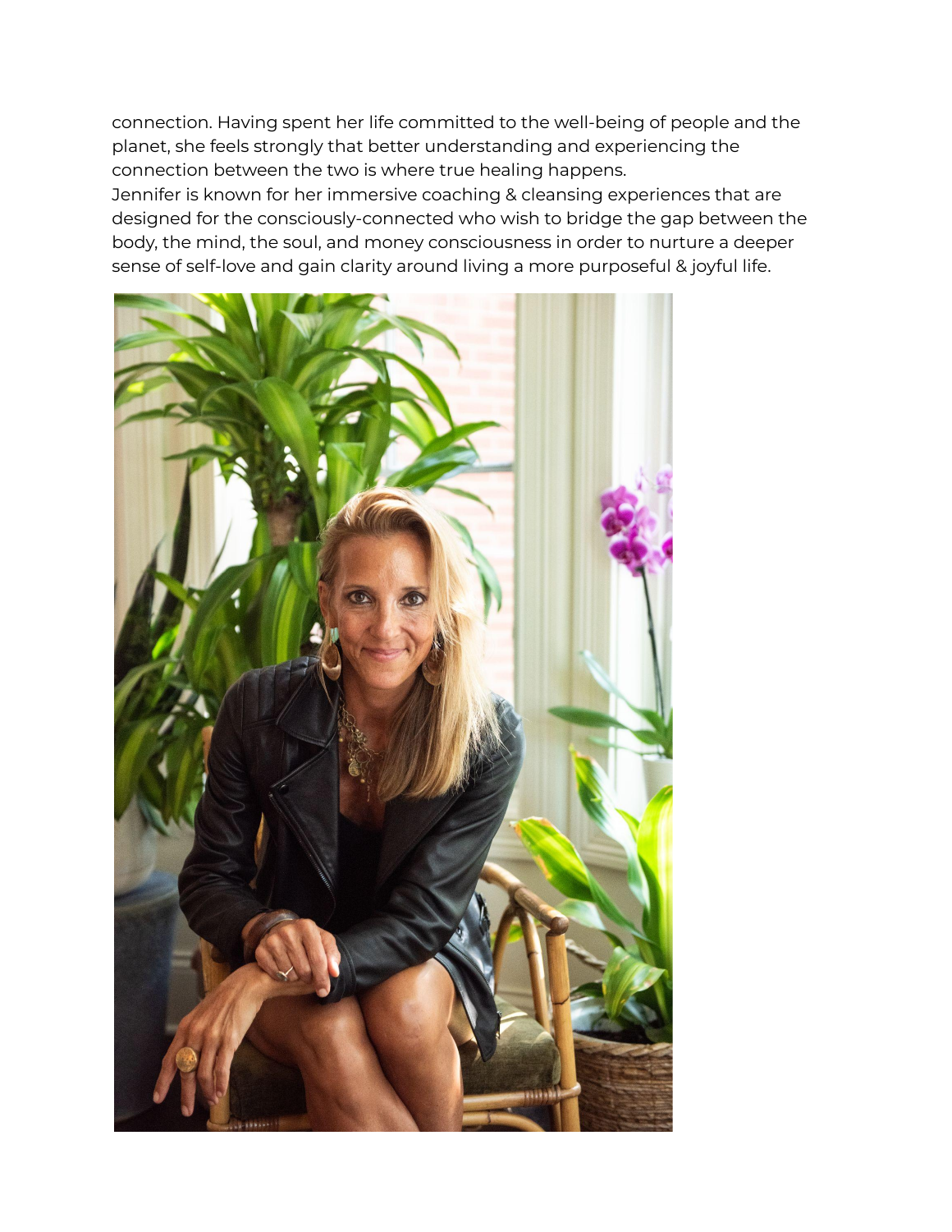connection. Having spent her life committed to the well-being of people and the planet, she feels strongly that better understanding and experiencing the connection between the two is where true healing happens.
Jennifer is known for her immersive coaching & cleansing experiences that are designed for the consciously-connected who wish to bridge the gap between the body, the mind, the soul, and money consciousness in order to nurture a deeper sense of self-love and gain clarity around living a more purposeful & joyful life.